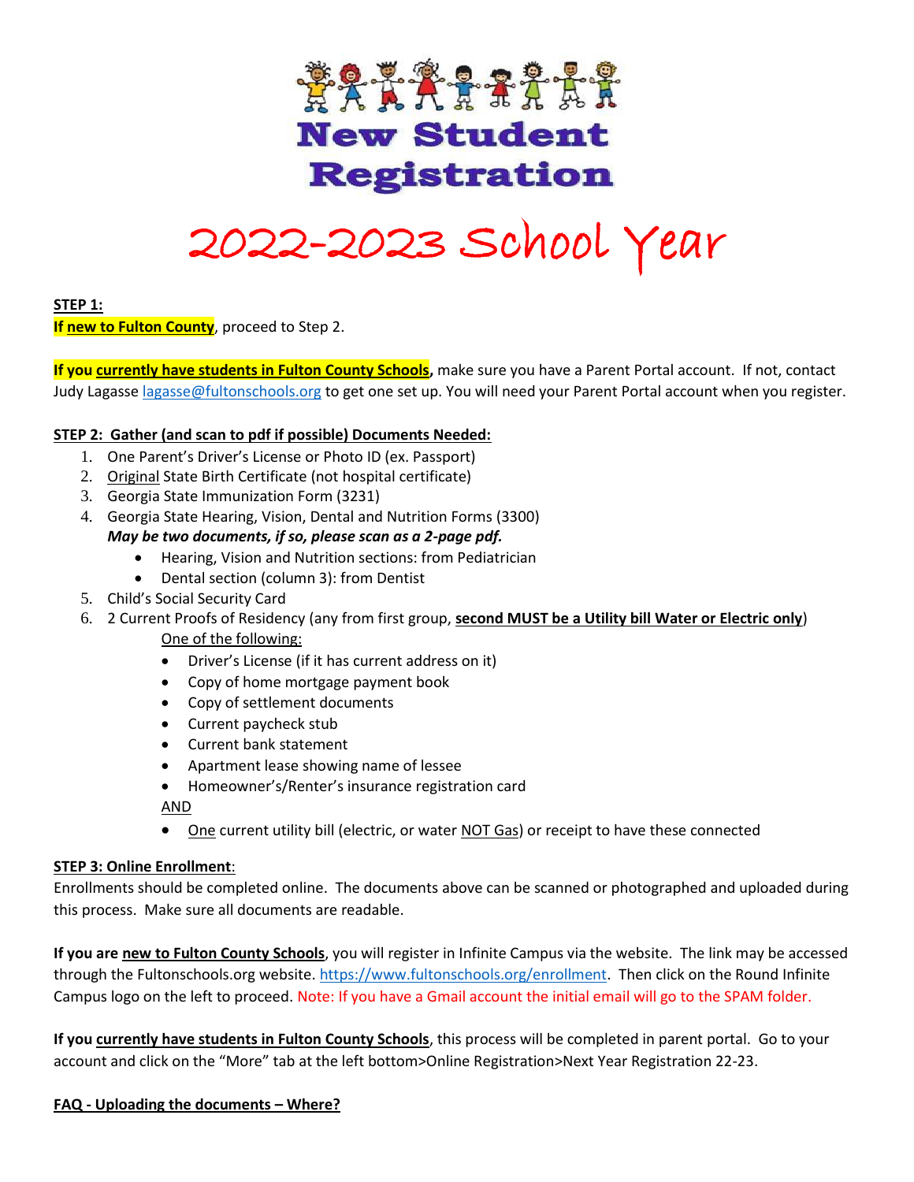# New Student Registration

# 2022-2023 School Year

**STEP 1:**

**If new to Fulton County**, proceed to Step 2.

**If you currently have students in Fulton County Schools,** make sure you have a Parent Portal account. If not, contact Judy Lagasse lagasse@fultonschools.org to get one set up. You will need your Parent Portal account when you register.

**STEP 2: Gather (and scan to pdf if possible) Documents Needed:**

1. One Parent's Driver's License or Photo ID (ex. Passport)
2. Original State Birth Certificate (not hospital certificate)
3. Georgia State Immunization Form (3231)
4. Georgia State Hearing, Vision, Dental and Nutrition Forms (3300)
   ***May be two documents, if so, please scan as a 2-page pdf.***
   - Hearing, Vision and Nutrition sections: from Pediatrician
   - Dental section (column 3): from Dentist
5. Child's Social Security Card
6. 2 Current Proofs of Residency (any from first group, **second MUST be a Utility bill Water or Electric only**)

   One of the following:
   - Driver's License (if it has current address on it)
   - Copy of home mortgage payment book
   - Copy of settlement documents
   - Current paycheck stub
   - Current bank statement
   - Apartment lease showing name of lessee
   - Homeowner's/Renter's insurance registration card

   AND
   - One current utility bill (electric, or water NOT Gas) or receipt to have these connected

**STEP 3: Online Enrollment**:

Enrollments should be completed online. The documents above can be scanned or photographed and uploaded during this process. Make sure all documents are readable.

**If you are new to Fulton County Schools**, you will register in Infinite Campus via the website. The link may be accessed through the Fultonschools.org website. https://www.fultonschools.org/enrollment. Then click on the Round Infinite Campus logo on the left to proceed. Note: If you have a Gmail account the initial email will go to the SPAM folder.

**If you currently have students in Fulton County Schools**, this process will be completed in parent portal. Go to your account and click on the "More" tab at the left bottom>Online Registration>Next Year Registration 22-23.

**FAQ - Uploading the documents – Where?**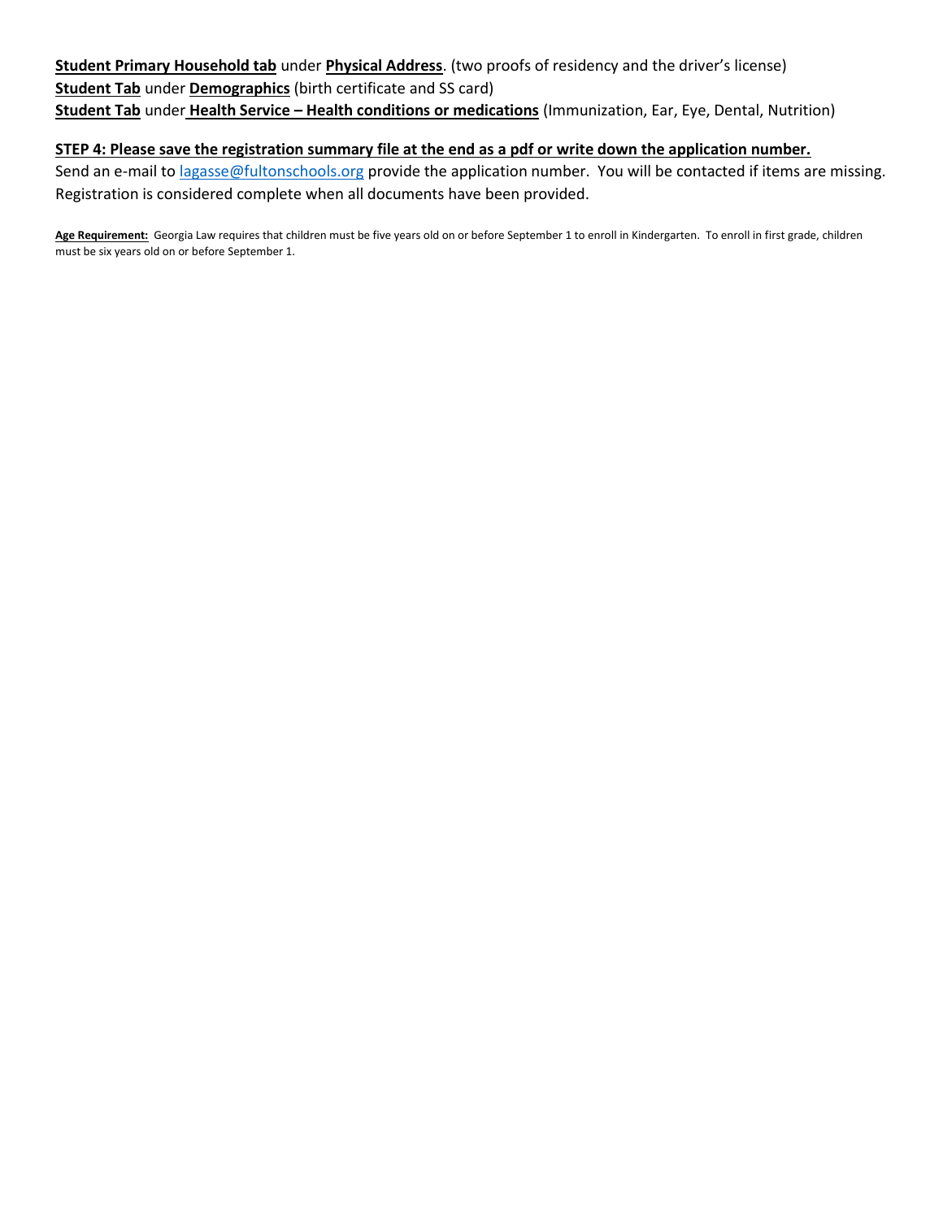**Student Primary Household tab** under **Physical Address**. (two proofs of residency and the driver's license)
**Student Tab** under **Demographics** (birth certificate and SS card)
**Student Tab** under **Health Service – Health conditions or medications** (Immunization, Ear, Eye, Dental, Nutrition)

**STEP 4: Please save the registration summary file at the end as a pdf or write down the application number.**

Send an e-mail to lagasse@fultonschools.org provide the application number. You will be contacted if items are missing. Registration is considered complete when all documents have been provided.

**Age Requirement:** Georgia Law requires that children must be five years old on or before September 1 to enroll in Kindergarten. To enroll in first grade, children must be six years old on or before September 1.